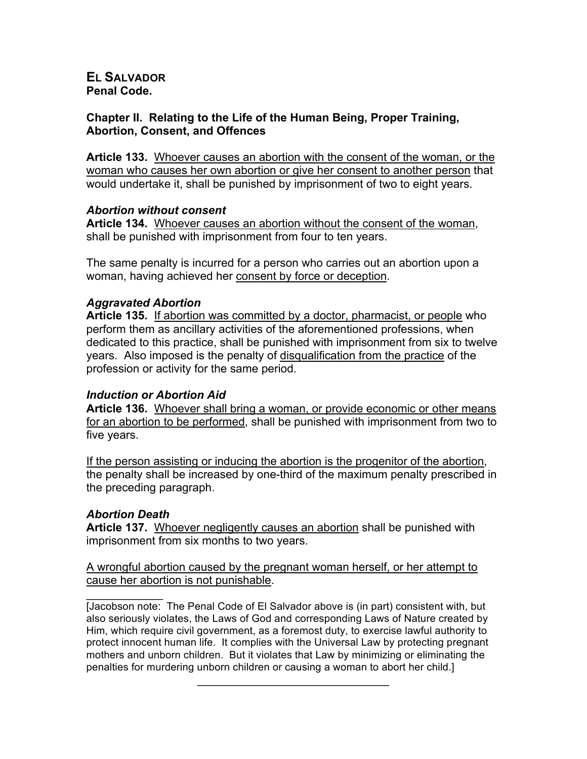# EL SALVADOR

**Penal Code.**

**Chapter II. Relating to the Life of the Human Being, Proper Training, Abortion, Consent, and Offences**

**Article 133.** Whoever causes an abortion with the consent of the woman, or the woman who causes her own abortion or give her consent to another person that would undertake it, shall be punished by imprisonment of two to eight years.

***Abortion without consent***

**Article 134.** Whoever causes an abortion without the consent of the woman, shall be punished with imprisonment from four to ten years.

The same penalty is incurred for a person who carries out an abortion upon a woman, having achieved her consent by force or deception.

***Aggravated Abortion***

**Article 135.** If abortion was committed by a doctor, pharmacist, or people who perform them as ancillary activities of the aforementioned professions, when dedicated to this practice, shall be punished with imprisonment from six to twelve years. Also imposed is the penalty of disqualification from the practice of the profession or activity for the same period.

***Induction or Abortion Aid***

**Article 136.** Whoever shall bring a woman, or provide economic or other means for an abortion to be performed, shall be punished with imprisonment from two to five years.

If the person assisting or inducing the abortion is the progenitor of the abortion, the penalty shall be increased by one-third of the maximum penalty prescribed in the preceding paragraph.

***Abortion Death***

**Article 137.** Whoever negligently causes an abortion shall be punished with imprisonment from six months to two years.

A wrongful abortion caused by the pregnant woman herself, or her attempt to cause her abortion is not punishable.

---

[Jacobson note: The Penal Code of El Salvador above is (in part) consistent with, but also seriously violates, the Laws of God and corresponding Laws of Nature created by Him, which require civil government, as a foremost duty, to exercise lawful authority to protect innocent human life. It complies with the Universal Law by protecting pregnant mothers and unborn children. But it violates that Law by minimizing or eliminating the penalties for murdering unborn children or causing a woman to abort her child.]

---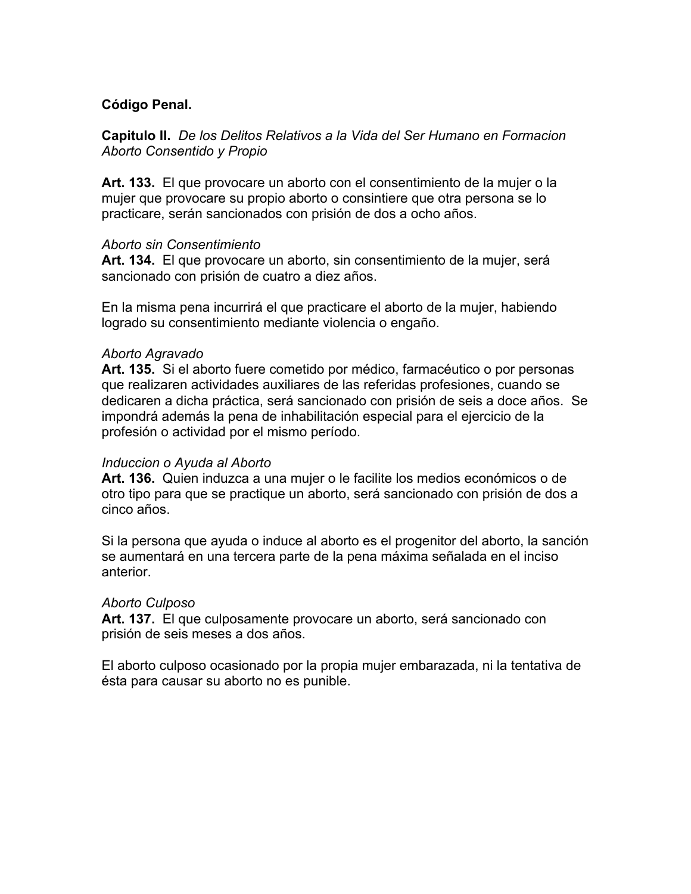**Código Penal.**

**Capitulo II.** *De los Delitos Relativos a la Vida del Ser Humano en Formacion Aborto Consentido y Propio*

**Art. 133.** El que provocare un aborto con el consentimiento de la mujer o la mujer que provocare su propio aborto o consintiere que otra persona se lo practicare, serán sancionados con prisión de dos a ocho años.

*Aborto sin Consentimiento*

**Art. 134.** El que provocare un aborto, sin consentimiento de la mujer, será sancionado con prisión de cuatro a diez años.

En la misma pena incurrirá el que practicare el aborto de la mujer, habiendo logrado su consentimiento mediante violencia o engaño.

*Aborto Agravado*

**Art. 135.** Si el aborto fuere cometido por médico, farmacéutico o por personas que realizaren actividades auxiliares de las referidas profesiones, cuando se dedicaren a dicha práctica, será sancionado con prisión de seis a doce años. Se impondrá además la pena de inhabilitación especial para el ejercicio de la profesión o actividad por el mismo período.

*Induccion o Ayuda al Aborto*

**Art. 136.** Quien induzca a una mujer o le facilite los medios económicos o de otro tipo para que se practique un aborto, será sancionado con prisión de dos a cinco años.

Si la persona que ayuda o induce al aborto es el progenitor del aborto, la sanción se aumentará en una tercera parte de la pena máxima señalada en el inciso anterior.

*Aborto Culposo*

**Art. 137.** El que culposamente provocare un aborto, será sancionado con prisión de seis meses a dos años.

El aborto culposo ocasionado por la propia mujer embarazada, ni la tentativa de ésta para causar su aborto no es punible.